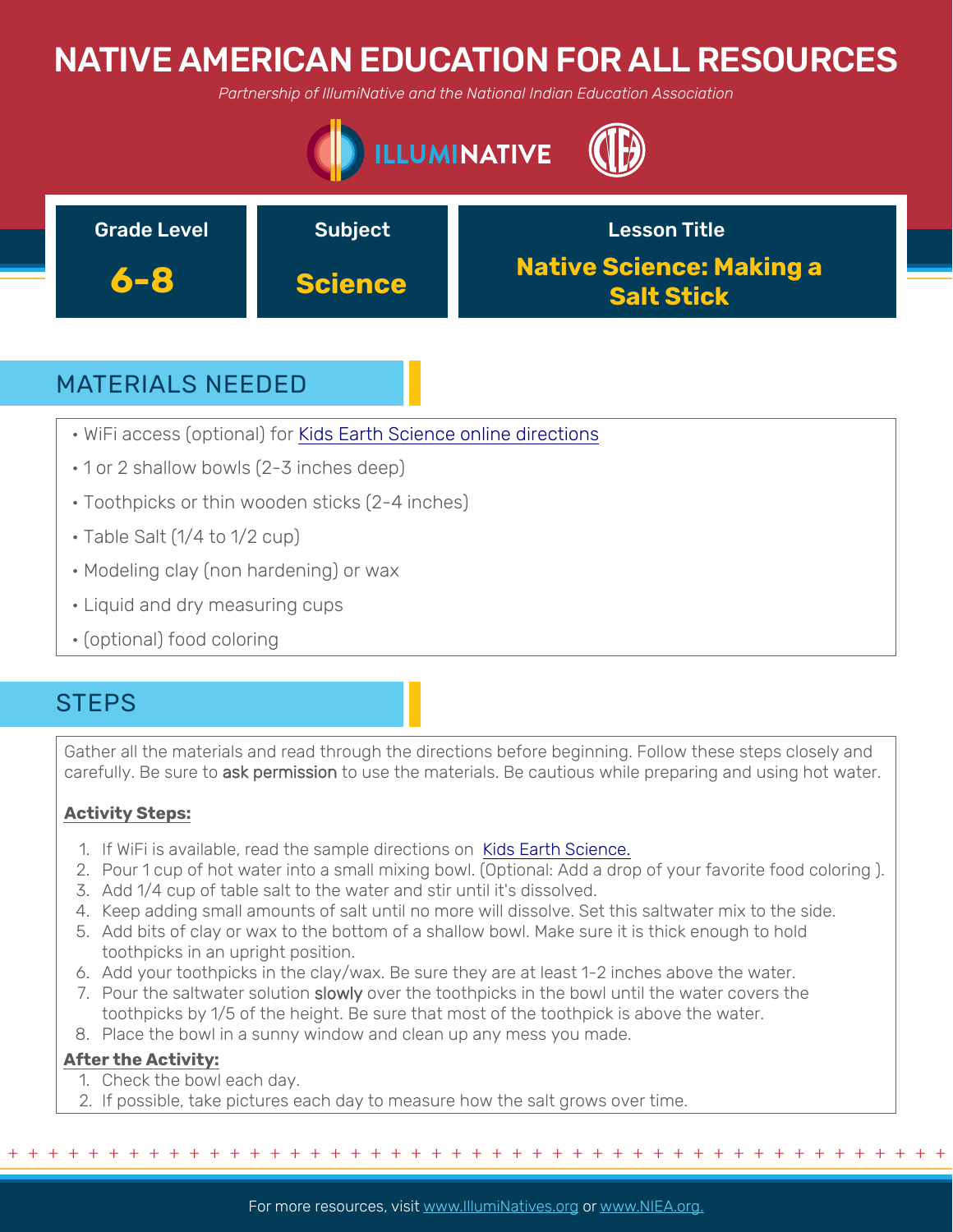# NATIVE AMERICAN EDUCATION FOR ALL RESOURCES

*Partnership of IllumiNative and the National Indian Education Association*

| Grade Level | Subject | Lesson Title |
|---|---|---|
| **6-8** | **Science** | **Native Science: Making a Salt Stick** |

## MATERIALS NEEDED

- WiFi access (optional) for Kids Earth Science online directions
- 1 or 2 shallow bowls (2-3 inches deep)
- Toothpicks or thin wooden sticks (2-4 inches)
- Table Salt (1/4 to 1/2 cup)
- Modeling clay (non hardening) or wax
- Liquid and dry measuring cups
- (optional) food coloring

## STEPS

Gather all the materials and read through the directions before beginning. Follow these steps closely and carefully. Be sure to ask permission to use the materials. Be cautious while preparing and using hot water.

**Activity Steps:**

1. If WiFi is available, read the sample directions on Kids Earth Science.
2. Pour 1 cup of hot water into a small mixing bowl. (Optional: Add a drop of your favorite food coloring ).
3. Add 1/4 cup of table salt to the water and stir until it's dissolved.
4. Keep adding small amounts of salt until no more will dissolve. Set this saltwater mix to the side.
5. Add bits of clay or wax to the bottom of a shallow bowl. Make sure it is thick enough to hold toothpicks in an upright position.
6. Add your toothpicks in the clay/wax. Be sure they are at least 1-2 inches above the water.
7. Pour the saltwater solution slowly over the toothpicks in the bowl until the water covers the toothpicks by 1/5 of the height. Be sure that most of the toothpick is above the water.
8. Place the bowl in a sunny window and clean up any mess you made.

**After the Activity:**

1. Check the bowl each day.
2. If possible, take pictures each day to measure how the salt grows over time.

For more resources, visit www.IllumiNatives.org or www.NIEA.org.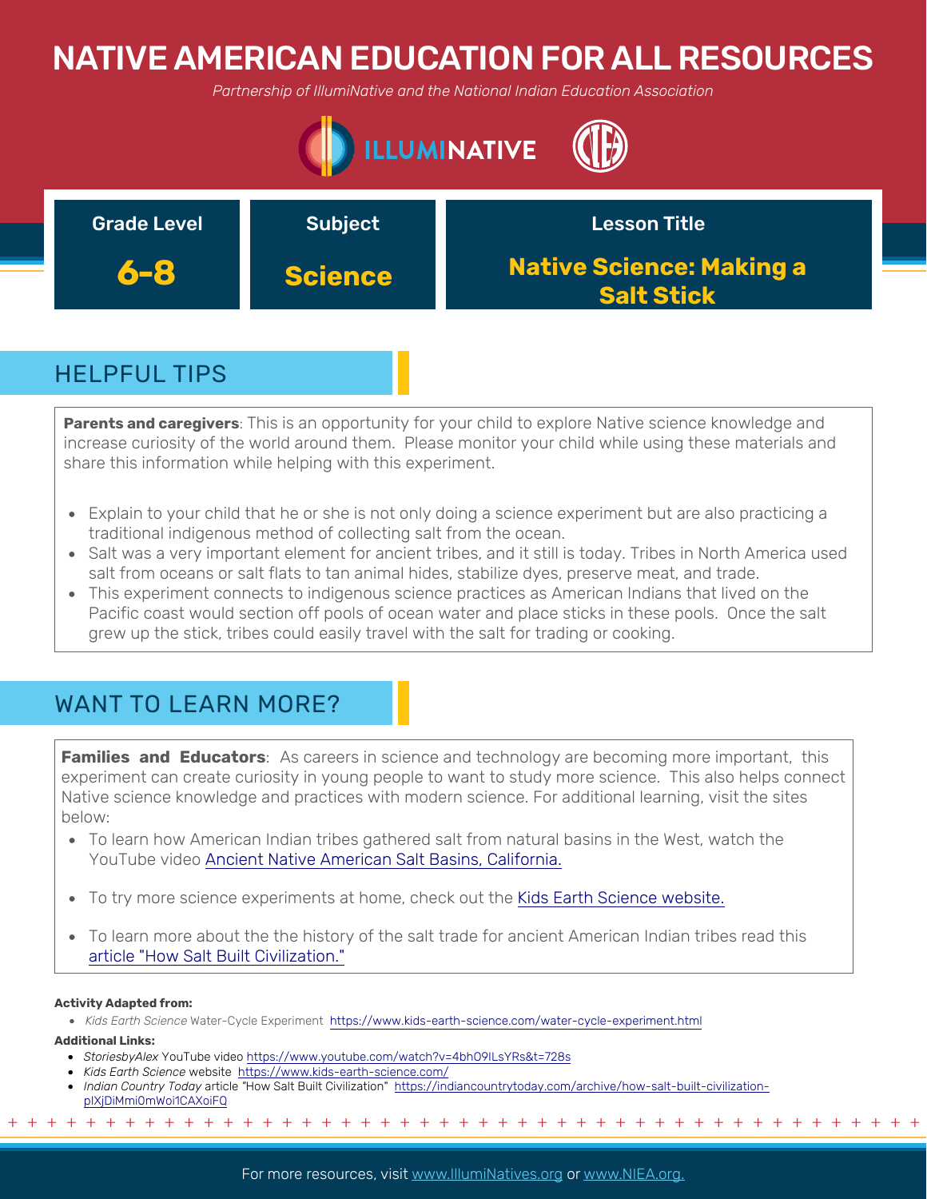# NATIVE AMERICAN EDUCATION FOR ALL RESOURCES

*Partnership of IllumiNative and the National Indian Education Association*

| Grade Level | Subject | Lesson Title |
| --- | --- | --- |
| **6-8** | **Science** | **Native Science: Making a Salt Stick** |

## HELPFUL TIPS

**Parents and caregivers**: This is an opportunity for your child to explore Native science knowledge and increase curiosity of the world around them. Please monitor your child while using these materials and share this information while helping with this experiment.

- Explain to your child that he or she is not only doing a science experiment but are also practicing a traditional indigenous method of collecting salt from the ocean.
- Salt was a very important element for ancient tribes, and it still is today. Tribes in North America used salt from oceans or salt flats to tan animal hides, stabilize dyes, preserve meat, and trade.
- This experiment connects to indigenous science practices as American Indians that lived on the Pacific coast would section off pools of ocean water and place sticks in these pools. Once the salt grew up the stick, tribes could easily travel with the salt for trading or cooking.

## WANT TO LEARN MORE?

**Families and Educators**: As careers in science and technology are becoming more important, this experiment can create curiosity in young people to want to study more science. This also helps connect Native science knowledge and practices with modern science. For additional learning, visit the sites below:

- To learn how American Indian tribes gathered salt from natural basins in the West, watch the YouTube video Ancient Native American Salt Basins, California.
- To try more science experiments at home, check out the Kids Earth Science website.
- To learn more about the the history of the salt trade for ancient American Indian tribes read this article "How Salt Built Civilization."

**Activity Adapted from:**

- *Kids Earth Science* Water-Cycle Experiment https://www.kids-earth-science.com/water-cycle-experiment.html

**Additional Links:**

- *StoriesbyAlex* YouTube video https://www.youtube.com/watch?v=4bh09ILsYRs&t=728s
- *Kids Earth Science* website https://www.kids-earth-science.com/
- *Indian Country Today* article "How Salt Built Civilization" https://indiancountrytoday.com/archive/how-salt-built-civilization-pIXjDiMmi0mWoi1CAXoiFQ

For more resources, visit www.IllumiNatives.org or www.NIEA.org.